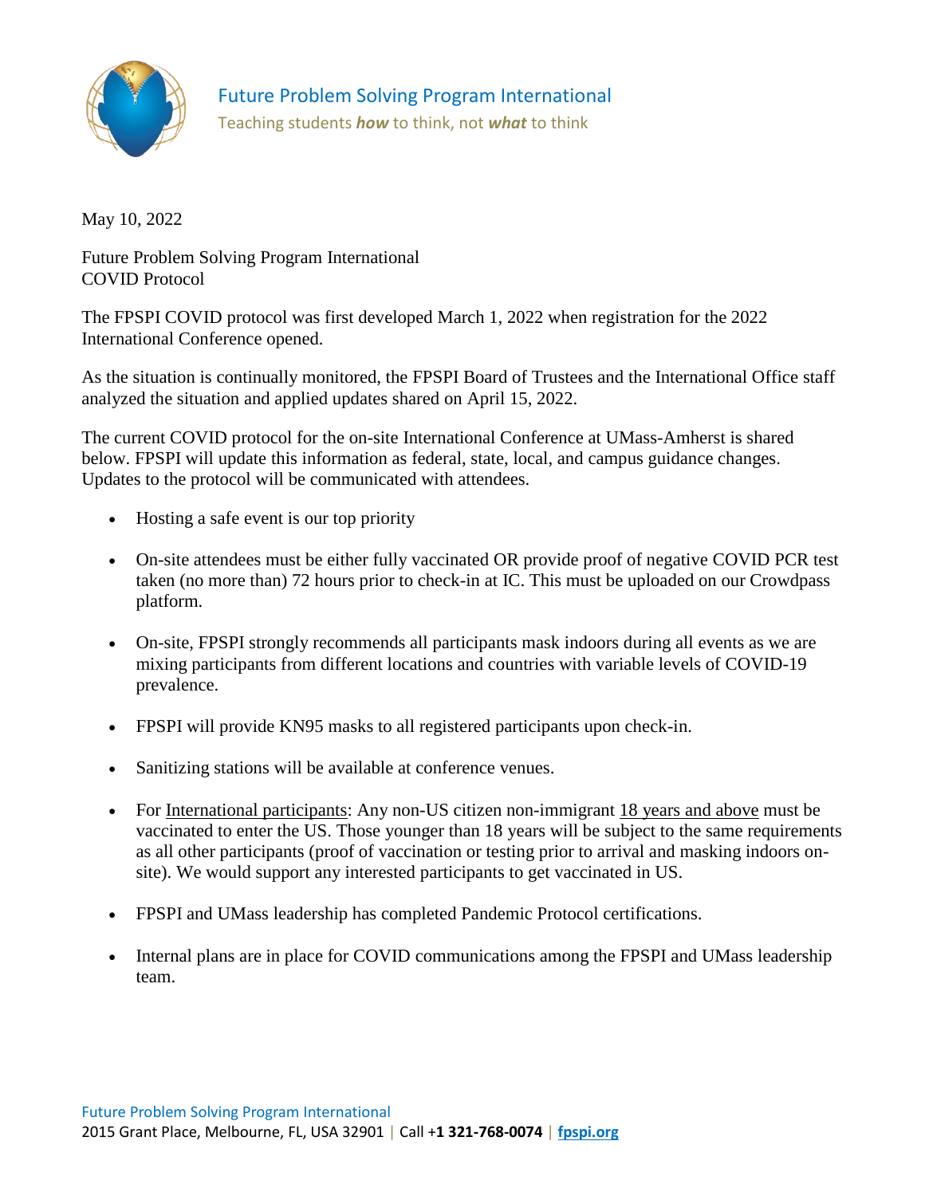Future Problem Solving Program International

Teaching students ***how*** to think, not ***what*** to think

May 10, 2022

Future Problem Solving Program International
COVID Protocol

The FPSPI COVID protocol was first developed March 1, 2022 when registration for the 2022 International Conference opened.

As the situation is continually monitored, the FPSPI Board of Trustees and the International Office staff analyzed the situation and applied updates shared on April 15, 2022.

The current COVID protocol for the on-site International Conference at UMass-Amherst is shared below. FPSPI will update this information as federal, state, local, and campus guidance changes. Updates to the protocol will be communicated with attendees.

- Hosting a safe event is our top priority
- On-site attendees must be either fully vaccinated OR provide proof of negative COVID PCR test taken (no more than) 72 hours prior to check-in at IC. This must be uploaded on our Crowdpass platform.
- On-site, FPSPI strongly recommends all participants mask indoors during all events as we are mixing participants from different locations and countries with variable levels of COVID-19 prevalence.
- FPSPI will provide KN95 masks to all registered participants upon check-in.
- Sanitizing stations will be available at conference venues.
- For International participants: Any non-US citizen non-immigrant 18 years and above must be vaccinated to enter the US. Those younger than 18 years will be subject to the same requirements as all other participants (proof of vaccination or testing prior to arrival and masking indoors on-site). We would support any interested participants to get vaccinated in US.
- FPSPI and UMass leadership has completed Pandemic Protocol certifications.
- Internal plans are in place for COVID communications among the FPSPI and UMass leadership team.

Future Problem Solving Program International
2015 Grant Place, Melbourne, FL, USA 32901 | Call **+1 321-768-0074** | **fpspi.org**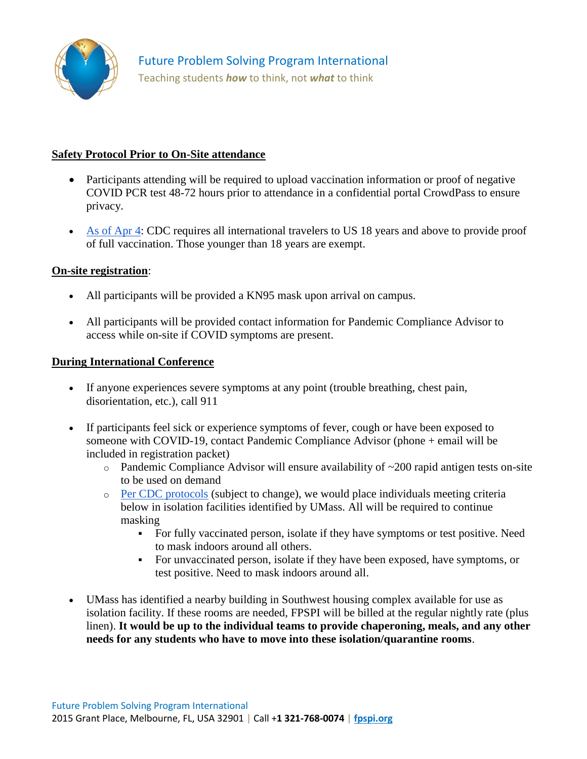**Safety Protocol Prior to On-Site attendance**

- Participants attending will be required to upload vaccination information or proof of negative COVID PCR test 48-72 hours prior to attendance in a confidential portal CrowdPass to ensure privacy.
- As of Apr 4: CDC requires all international travelers to US 18 years and above to provide proof of full vaccination. Those younger than 18 years are exempt.

**On-site registration**:

- All participants will be provided a KN95 mask upon arrival on campus.
- All participants will be provided contact information for Pandemic Compliance Advisor to access while on-site if COVID symptoms are present.

**During International Conference**

- If anyone experiences severe symptoms at any point (trouble breathing, chest pain, disorientation, etc.), call 911
- If participants feel sick or experience symptoms of fever, cough or have been exposed to someone with COVID-19, contact Pandemic Compliance Advisor (phone + email will be included in registration packet)
  - Pandemic Compliance Advisor will ensure availability of ~200 rapid antigen tests on-site to be used on demand
  - Per CDC protocols (subject to change), we would place individuals meeting criteria below in isolation facilities identified by UMass. All will be required to continue masking
    - For fully vaccinated person, isolate if they have symptoms or test positive. Need to mask indoors around all others.
    - For unvaccinated person, isolate if they have been exposed, have symptoms, or test positive. Need to mask indoors around all.
- UMass has identified a nearby building in Southwest housing complex available for use as isolation facility. If these rooms are needed, FPSPI will be billed at the regular nightly rate (plus linen). **It would be up to the individual teams to provide chaperoning, meals, and any other needs for any students who have to move into these isolation/quarantine rooms**.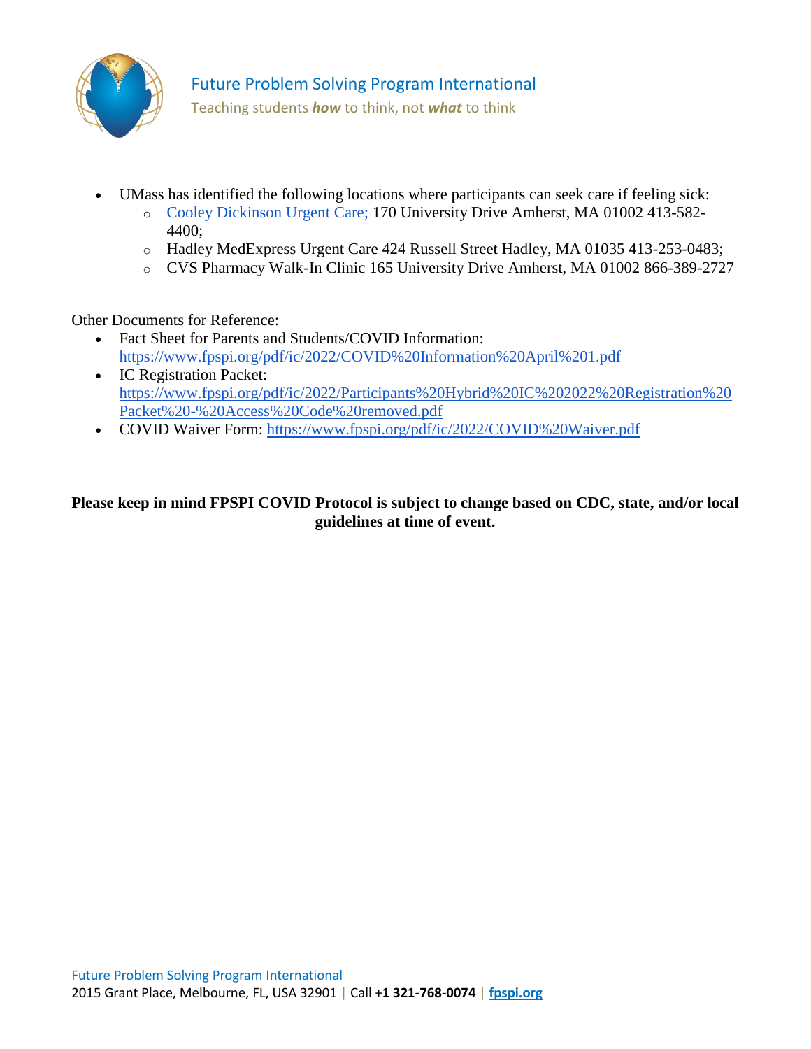- UMass has identified the following locations where participants can seek care if feeling sick:
  - Cooley Dickinson Urgent Care; 170 University Drive Amherst, MA 01002 413-582-4400;
  - Hadley MedExpress Urgent Care 424 Russell Street Hadley, MA 01035 413-253-0483;
  - CVS Pharmacy Walk-In Clinic 165 University Drive Amherst, MA 01002 866-389-2727

Other Documents for Reference:

- Fact Sheet for Parents and Students/COVID Information: https://www.fpspi.org/pdf/ic/2022/COVID%20Information%20April%201.pdf
- IC Registration Packet: https://www.fpspi.org/pdf/ic/2022/Participants%20Hybrid%20IC%202022%20Registration%20Packet%20-%20Access%20Code%20removed.pdf
- COVID Waiver Form: https://www.fpspi.org/pdf/ic/2022/COVID%20Waiver.pdf

**Please keep in mind FPSPI COVID Protocol is subject to change based on CDC, state, and/or local guidelines at time of event.**